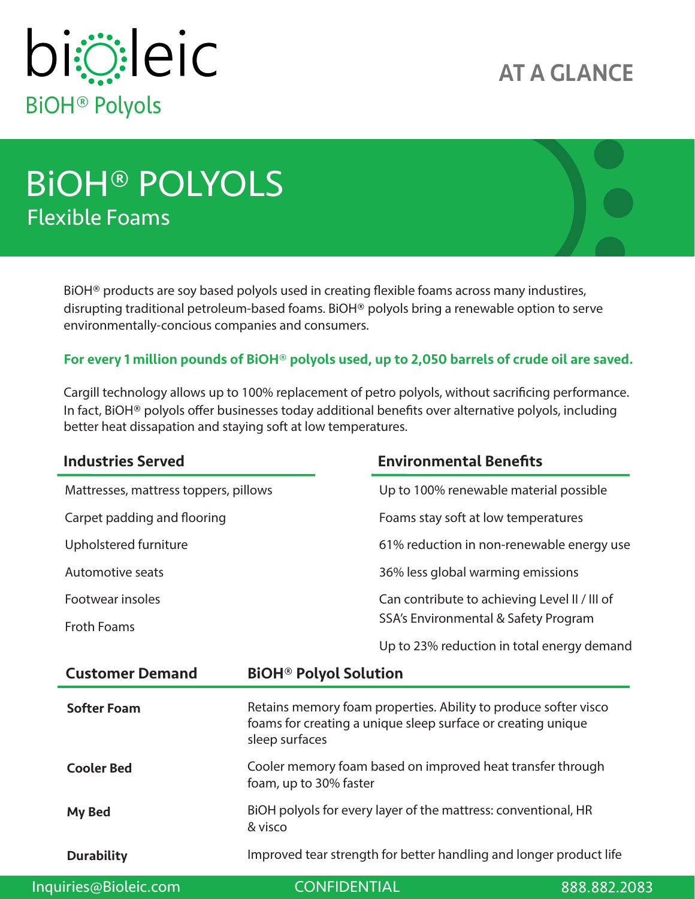bioleic

BiOH® Polyols

**AT A GLANCE**

# BiOH® POLYOLS

## Flexible Foams

BiOH® products are soy based polyols used in creating flexible foams across many industires, disrupting traditional petroleum-based foams. BiOH® polyols bring a renewable option to serve environmentally-concious companies and consumers.

**For every 1 million pounds of BiOH® polyols used, up to 2,050 barrels of crude oil are saved.**

Cargill technology allows up to 100% replacement of petro polyols, without sacrificing performance. In fact, BiOH® polyols offer businesses today additional benefits over alternative polyols, including better heat dissapation and staying soft at low temperatures.

### Industries Served

- Mattresses, mattress toppers, pillows
- Carpet padding and flooring
- Upholstered furniture
- Automotive seats
- Footwear insoles
- Froth Foams

### Environmental Benefits

- Up to 100% renewable material possible
- Foams stay soft at low temperatures
- 61% reduction in non-renewable energy use
- 36% less global warming emissions
- Can contribute to achieving Level II / III of SSA's Environmental & Safety Program
- Up to 23% reduction in total energy demand

| Customer Demand | BiOH® Polyol Solution |
|---|---|
| **Softer Foam** | Retains memory foam properties. Ability to produce softer visco foams for creating a unique sleep surface or creating unique sleep surfaces |
| **Cooler Bed** | Cooler memory foam based on improved heat transfer through foam, up to 30% faster |
| **My Bed** | BiOH polyols for every layer of the mattress: conventional, HR & visco |
| **Durability** | Improved tear strength for better handling and longer product life |

Inquiries@Bioleic.com CONFIDENTIAL 888.882.2083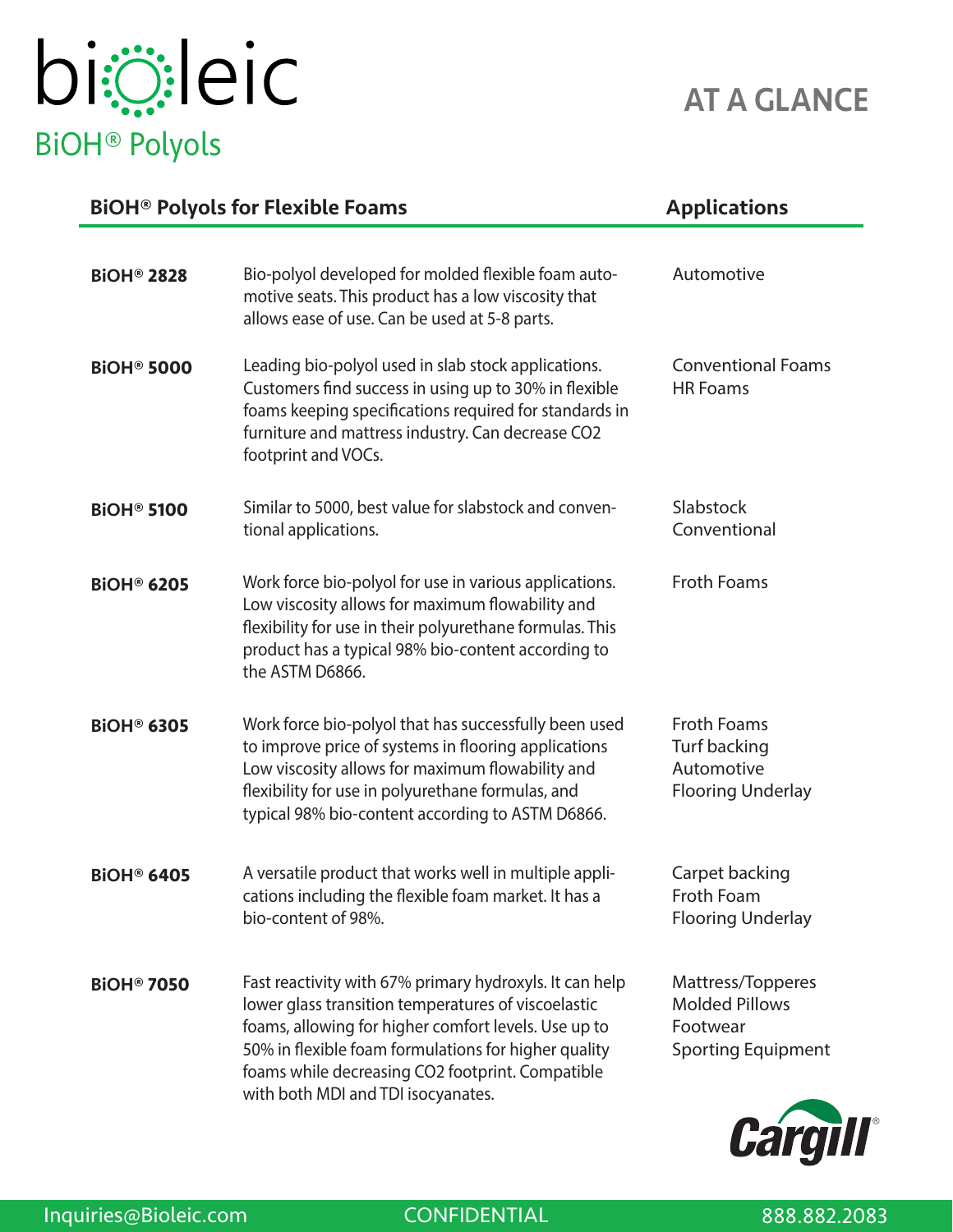# bioleic

## BiOH® Polyols

# AT A GLANCE

| BiOH® Polyols for Flexible Foams | | Applications |
|---|---|---|
| **BiOH® 2828** | Bio-polyol developed for molded flexible foam automotive seats. This product has a low viscosity that allows ease of use. Can be used at 5-8 parts. | Automotive |
| **BiOH® 5000** | Leading bio-polyol used in slab stock applications. Customers find success in using up to 30% in flexible foams keeping specifications required for standards in furniture and mattress industry. Can decrease CO2 footprint and VOCs. | Conventional Foams<br>HR Foams |
| **BiOH® 5100** | Similar to 5000, best value for slabstock and conventional applications. | Slabstock<br>Conventional |
| **BiOH® 6205** | Work force bio-polyol for use in various applications. Low viscosity allows for maximum flowability and flexibility for use in their polyurethane formulas. This product has a typical 98% bio-content according to the ASTM D6866. | Froth Foams |
| **BiOH® 6305** | Work force bio-polyol that has successfully been used to improve price of systems in flooring applications Low viscosity allows for maximum flowability and flexibility for use in polyurethane formulas, and typical 98% bio-content according to ASTM D6866. | Froth Foams<br>Turf backing<br>Automotive<br>Flooring Underlay |
| **BiOH® 6405** | A versatile product that works well in multiple applications including the flexible foam market. It has a bio-content of 98%. | Carpet backing<br>Froth Foam<br>Flooring Underlay |
| **BiOH® 7050** | Fast reactivity with 67% primary hydroxyls. It can help lower glass transition temperatures of viscoelastic foams, allowing for higher comfort levels. Use up to 50% in flexible foam formulations for higher quality foams while decreasing CO2 footprint. Compatible with both MDI and TDI isocyanates. | Mattress/Topperes<br>Molded Pillows<br>Footwear<br>Sporting Equipment |

Cargill®

Inquiries@Bioleic.com CONFIDENTIAL 888.882.2083